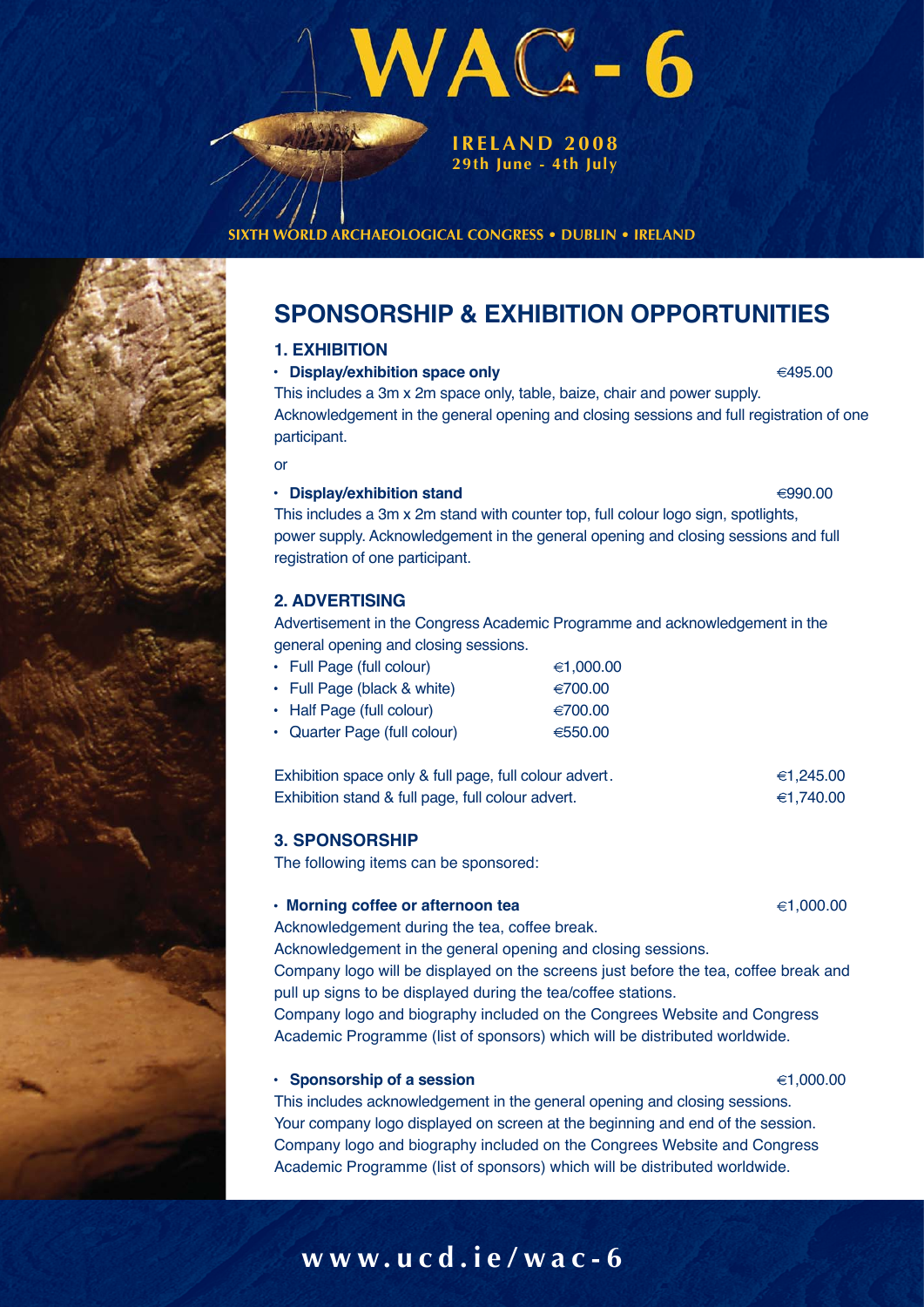# WAC-6

**IRELAND 2008**
**29th June - 4th July**

**SIXTH WORLD ARCHAEOLOGICAL CONGRESS • DUBLIN • IRELAND**

## SPONSORSHIP & EXHIBITION OPPORTUNITIES

### 1. EXHIBITION

- **Display/exhibition space only** €495.00

This includes a 3m x 2m space only, table, baize, chair and power supply. Acknowledgement in the general opening and closing sessions and full registration of one participant.

or

- **Display/exhibition stand** €990.00

This includes a 3m x 2m stand with counter top, full colour logo sign, spotlights, power supply. Acknowledgement in the general opening and closing sessions and full registration of one participant.

### 2. ADVERTISING

Advertisement in the Congress Academic Programme and acknowledgement in the general opening and closing sessions.

- Full Page (full colour) €1,000.00
- Full Page (black & white) €700.00
- Half Page (full colour) €700.00
- Quarter Page (full colour) €550.00

Exhibition space only & full page, full colour advert. €1,245.00
Exhibition stand & full page, full colour advert. €1,740.00

### 3. SPONSORSHIP

The following items can be sponsored:

- **Morning coffee or afternoon tea** €1,000.00

Acknowledgement during the tea, coffee break.
Acknowledgement in the general opening and closing sessions.
Company logo will be displayed on the screens just before the tea, coffee break and pull up signs to be displayed during the tea/coffee stations.
Company logo and biography included on the Congrees Website and Congress Academic Programme (list of sponsors) which will be distributed worldwide.

- **Sponsorship of a session** €1,000.00

This includes acknowledgement in the general opening and closing sessions.
Your company logo displayed on screen at the beginning and end of the session.
Company logo and biography included on the Congrees Website and Congress Academic Programme (list of sponsors) which will be distributed worldwide.

**www.ucd.ie/wac-6**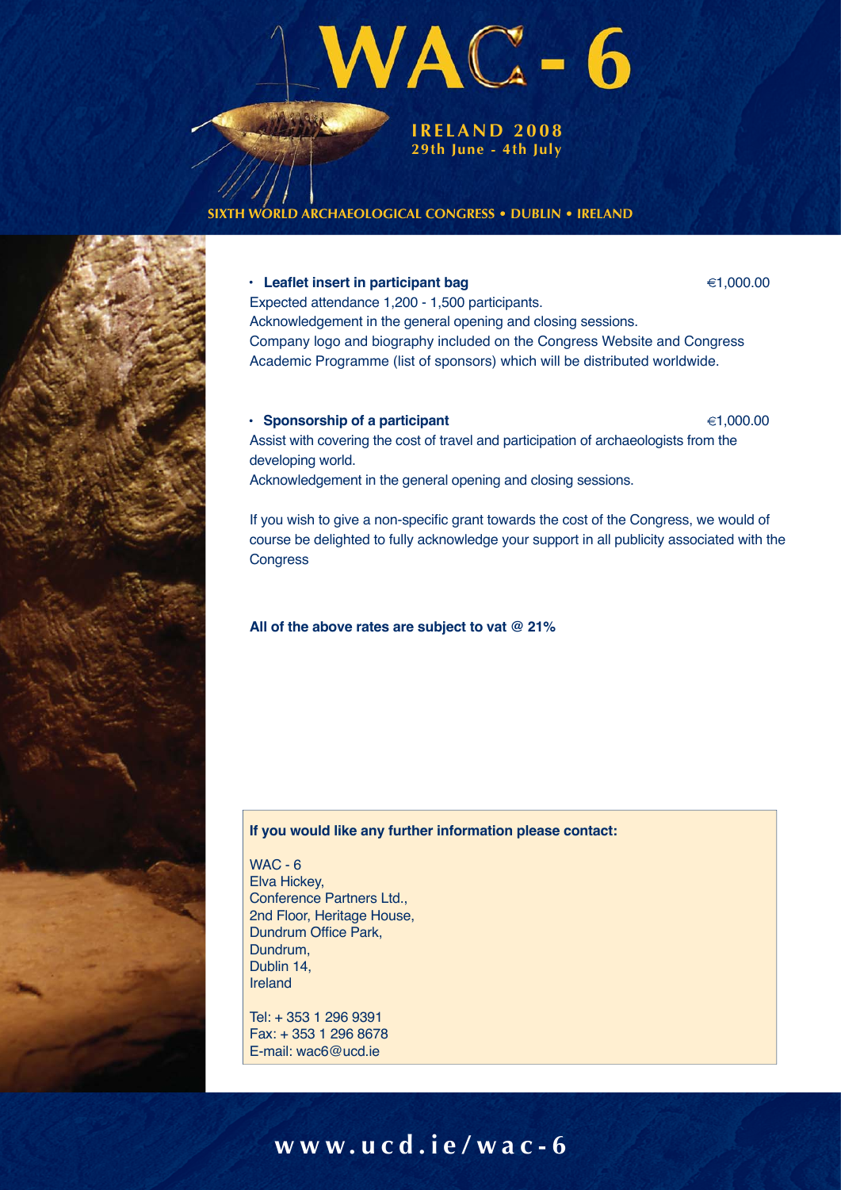- **Leaflet insert in participant bag** €1,000.00

Expected attendance 1,200 - 1,500 participants.
Acknowledgement in the general opening and closing sessions.
Company logo and biography included on the Congress Website and Congress Academic Programme (list of sponsors) which will be distributed worldwide.

- **Sponsorship of a participant** €1,000.00

Assist with covering the cost of travel and participation of archaeologists from the developing world.
Acknowledgement in the general opening and closing sessions.

If you wish to give a non-specific grant towards the cost of the Congress, we would of course be delighted to fully acknowledge your support in all publicity associated with the Congress

**All of the above rates are subject to vat @ 21%**

**If you would like any further information please contact:**

WAC - 6
Elva Hickey,
Conference Partners Ltd.,
2nd Floor, Heritage House,
Dundrum Office Park,
Dundrum,
Dublin 14,
Ireland

Tel: + 353 1 296 9391
Fax: + 353 1 296 8678
E-mail: wac6@ucd.ie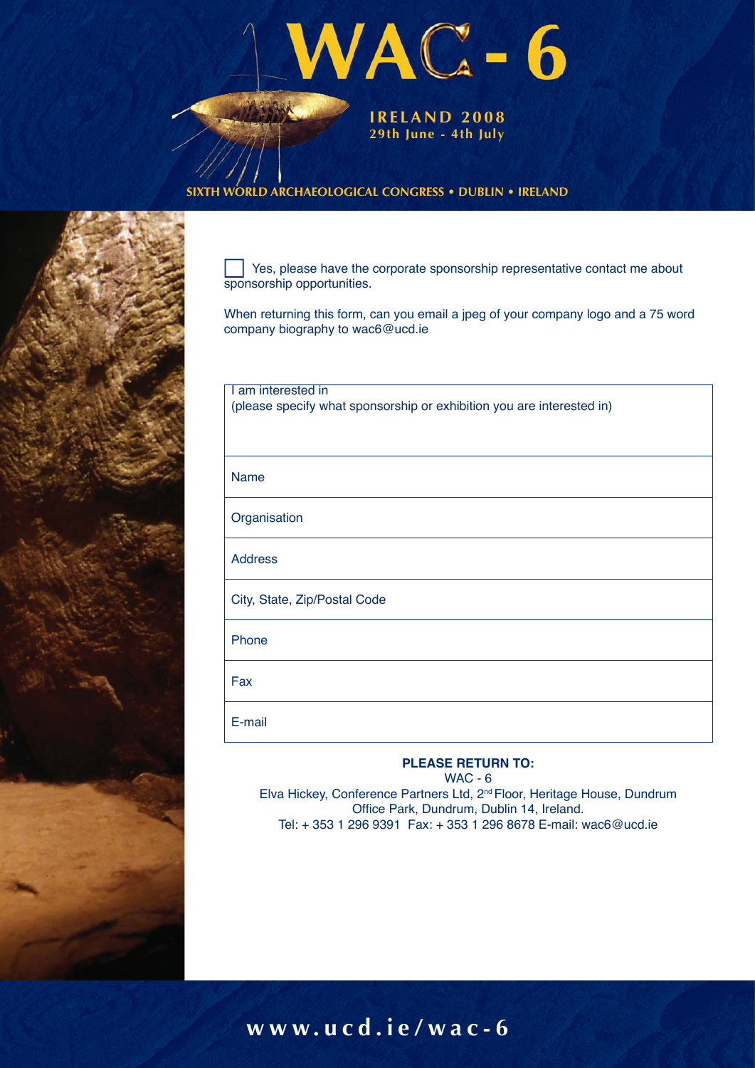# WAC - 6

**IRELAND 2008**
**29th June - 4th July**

**SIXTH WORLD ARCHAEOLOGICAL CONGRESS • DUBLIN • IRELAND**

☐ Yes, please have the corporate sponsorship representative contact me about sponsorship opportunities.

When returning this form, can you email a jpeg of your company logo and a 75 word company biography to wac6@ucd.ie

| |
|---|
| I am interested in<br>(please specify what sponsorship or exhibition you are interested in) |
| Name |
| Organisation |
| Address |
| City, State, Zip/Postal Code |
| Phone |
| Fax |
| E-mail |

**PLEASE RETURN TO:**
WAC - 6
Elva Hickey, Conference Partners Ltd, 2nd Floor, Heritage House, Dundrum Office Park, Dundrum, Dublin 14, Ireland.
Tel: + 353 1 296 9391 Fax: + 353 1 296 8678 E-mail: wac6@ucd.ie

**www.ucd.ie/wac-6**